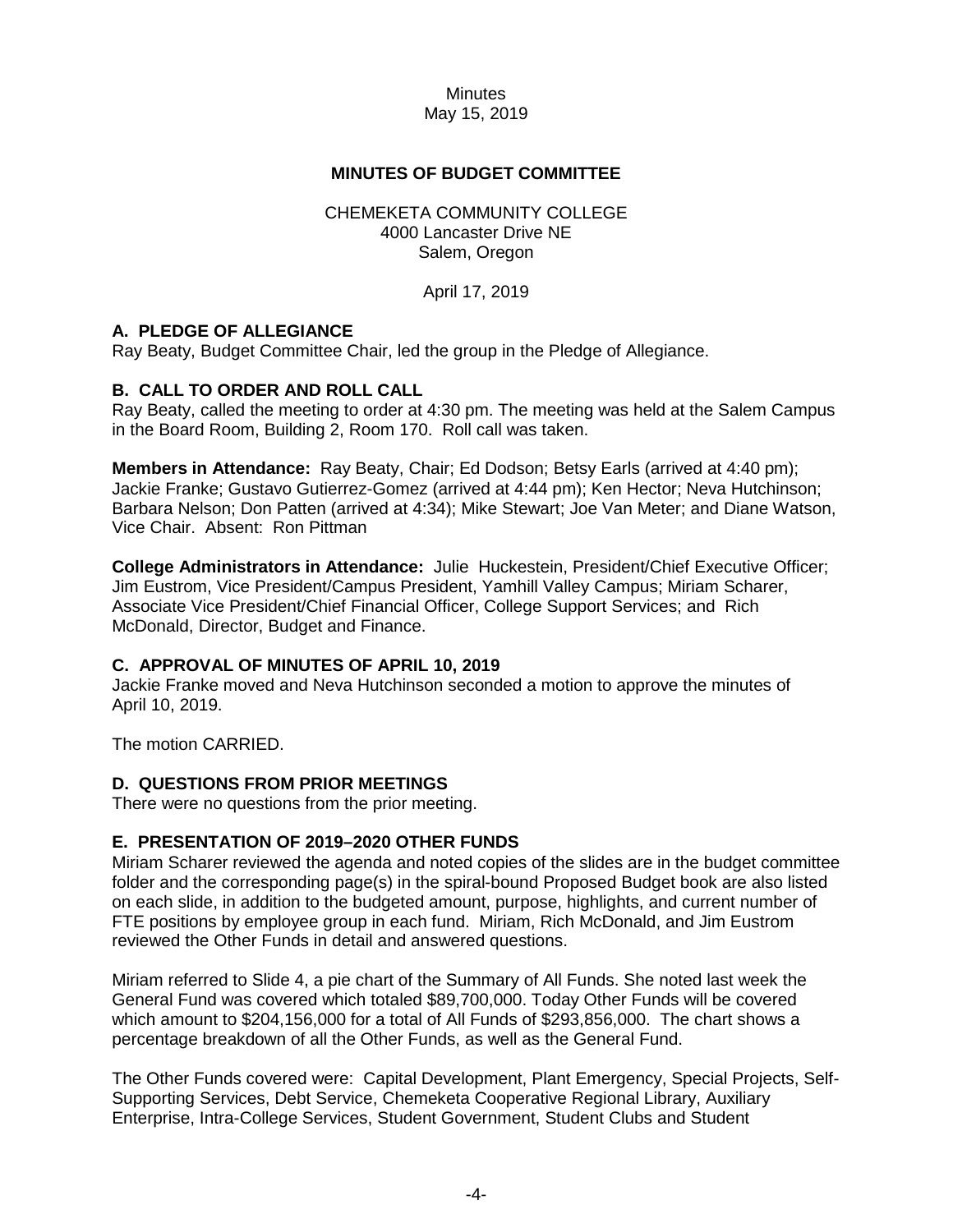Minutes
May 15, 2019

## MINUTES OF BUDGET COMMITTEE

CHEMEKETA COMMUNITY COLLEGE
4000 Lancaster Drive NE
Salem, Oregon

April 17, 2019

### A. PLEDGE OF ALLEGIANCE

Ray Beaty, Budget Committee Chair, led the group in the Pledge of Allegiance.

### B. CALL TO ORDER AND ROLL CALL

Ray Beaty, called the meeting to order at 4:30 pm. The meeting was held at the Salem Campus in the Board Room, Building 2, Room 170. Roll call was taken.

**Members in Attendance:** Ray Beaty, Chair; Ed Dodson; Betsy Earls (arrived at 4:40 pm); Jackie Franke; Gustavo Gutierrez-Gomez (arrived at 4:44 pm); Ken Hector; Neva Hutchinson; Barbara Nelson; Don Patten (arrived at 4:34); Mike Stewart; Joe Van Meter; and Diane Watson, Vice Chair. Absent: Ron Pittman

**College Administrators in Attendance:** Julie Huckestein, President/Chief Executive Officer; Jim Eustrom, Vice President/Campus President, Yamhill Valley Campus; Miriam Scharer, Associate Vice President/Chief Financial Officer, College Support Services; and Rich McDonald, Director, Budget and Finance.

### C. APPROVAL OF MINUTES OF APRIL 10, 2019

Jackie Franke moved and Neva Hutchinson seconded a motion to approve the minutes of April 10, 2019.

The motion CARRIED.

### D. QUESTIONS FROM PRIOR MEETINGS

There were no questions from the prior meeting.

### E. PRESENTATION OF 2019–2020 OTHER FUNDS

Miriam Scharer reviewed the agenda and noted copies of the slides are in the budget committee folder and the corresponding page(s) in the spiral-bound Proposed Budget book are also listed on each slide, in addition to the budgeted amount, purpose, highlights, and current number of FTE positions by employee group in each fund. Miriam, Rich McDonald, and Jim Eustrom reviewed the Other Funds in detail and answered questions.

Miriam referred to Slide 4, a pie chart of the Summary of All Funds. She noted last week the General Fund was covered which totaled $89,700,000. Today Other Funds will be covered which amount to $204,156,000 for a total of All Funds of $293,856,000. The chart shows a percentage breakdown of all the Other Funds, as well as the General Fund.

The Other Funds covered were: Capital Development, Plant Emergency, Special Projects, Self-Supporting Services, Debt Service, Chemeketa Cooperative Regional Library, Auxiliary Enterprise, Intra-College Services, Student Government, Student Clubs and Student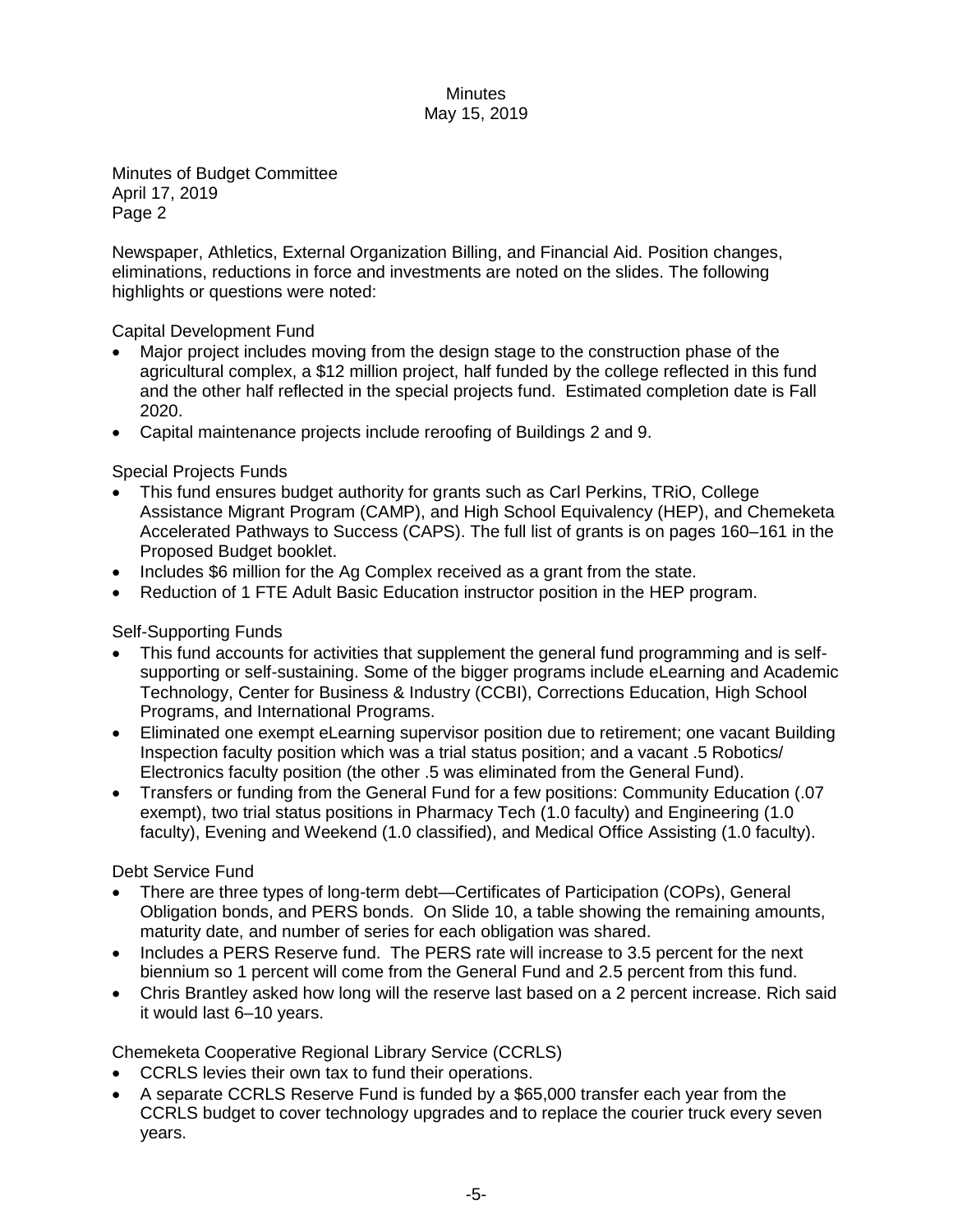Minutes of Budget Committee
April 17, 2019
Page 2

Newspaper, Athletics, External Organization Billing, and Financial Aid. Position changes, eliminations, reductions in force and investments are noted on the slides. The following highlights or questions were noted:

Capital Development Fund

- Major project includes moving from the design stage to the construction phase of the agricultural complex, a $12 million project, half funded by the college reflected in this fund and the other half reflected in the special projects fund. Estimated completion date is Fall 2020.
- Capital maintenance projects include reroofing of Buildings 2 and 9.

Special Projects Funds

- This fund ensures budget authority for grants such as Carl Perkins, TRiO, College Assistance Migrant Program (CAMP), and High School Equivalency (HEP), and Chemeketa Accelerated Pathways to Success (CAPS). The full list of grants is on pages 160–161 in the Proposed Budget booklet.
- Includes $6 million for the Ag Complex received as a grant from the state.
- Reduction of 1 FTE Adult Basic Education instructor position in the HEP program.

Self-Supporting Funds

- This fund accounts for activities that supplement the general fund programming and is self-supporting or self-sustaining. Some of the bigger programs include eLearning and Academic Technology, Center for Business & Industry (CCBI), Corrections Education, High School Programs, and International Programs.
- Eliminated one exempt eLearning supervisor position due to retirement; one vacant Building Inspection faculty position which was a trial status position; and a vacant .5 Robotics/ Electronics faculty position (the other .5 was eliminated from the General Fund).
- Transfers or funding from the General Fund for a few positions: Community Education (.07 exempt), two trial status positions in Pharmacy Tech (1.0 faculty) and Engineering (1.0 faculty), Evening and Weekend (1.0 classified), and Medical Office Assisting (1.0 faculty).

Debt Service Fund

- There are three types of long-term debt—Certificates of Participation (COPs), General Obligation bonds, and PERS bonds. On Slide 10, a table showing the remaining amounts, maturity date, and number of series for each obligation was shared.
- Includes a PERS Reserve fund. The PERS rate will increase to 3.5 percent for the next biennium so 1 percent will come from the General Fund and 2.5 percent from this fund.
- Chris Brantley asked how long will the reserve last based on a 2 percent increase. Rich said it would last 6–10 years.

Chemeketa Cooperative Regional Library Service (CCRLS)

- CCRLS levies their own tax to fund their operations.
- A separate CCRLS Reserve Fund is funded by a $65,000 transfer each year from the CCRLS budget to cover technology upgrades and to replace the courier truck every seven years.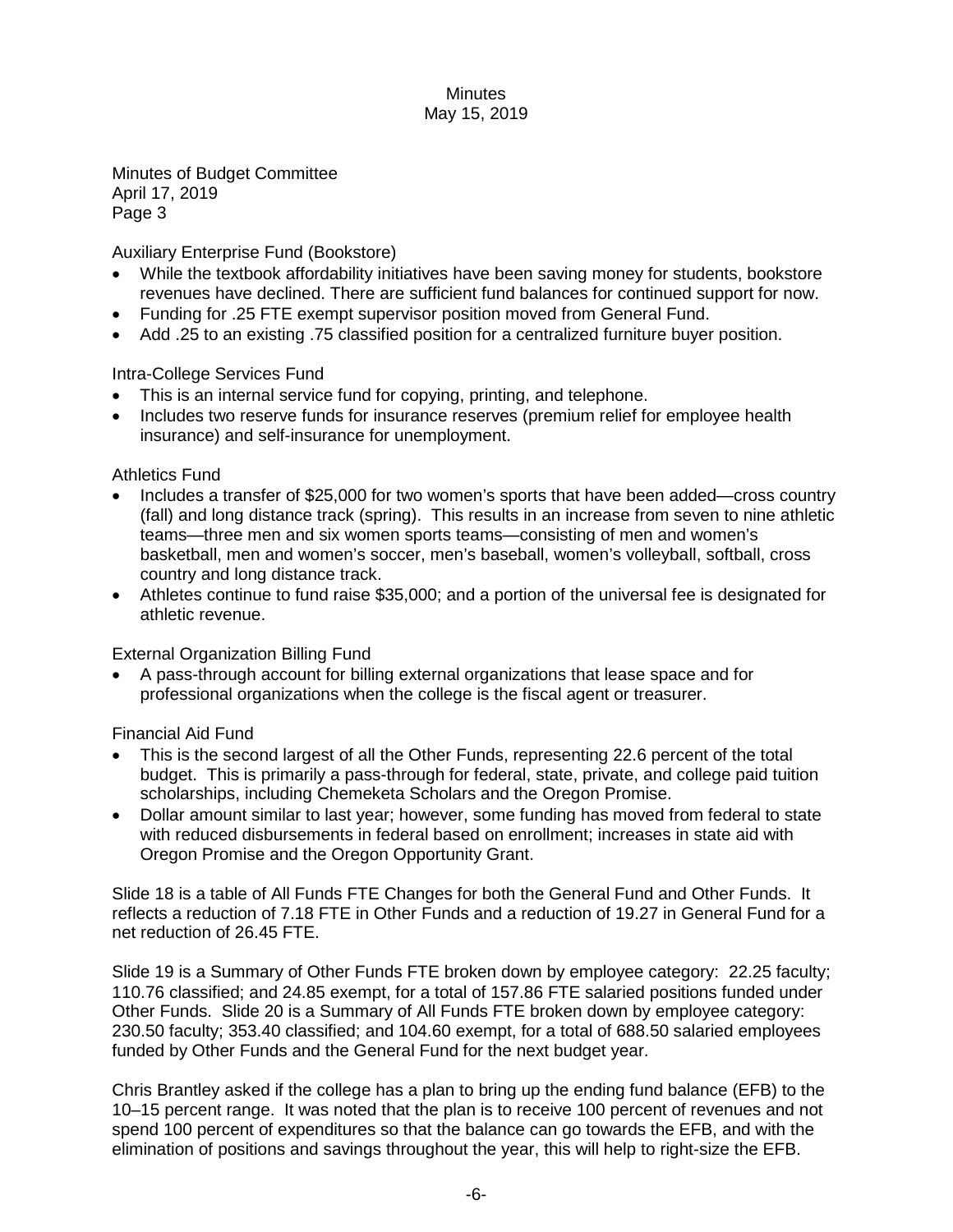Minutes of Budget Committee
April 17, 2019
Page 3

Auxiliary Enterprise Fund (Bookstore)

- While the textbook affordability initiatives have been saving money for students, bookstore revenues have declined. There are sufficient fund balances for continued support for now.
- Funding for .25 FTE exempt supervisor position moved from General Fund.
- Add .25 to an existing .75 classified position for a centralized furniture buyer position.

Intra-College Services Fund

- This is an internal service fund for copying, printing, and telephone.
- Includes two reserve funds for insurance reserves (premium relief for employee health insurance) and self-insurance for unemployment.

Athletics Fund

- Includes a transfer of $25,000 for two women's sports that have been added—cross country (fall) and long distance track (spring). This results in an increase from seven to nine athletic teams—three men and six women sports teams—consisting of men and women's basketball, men and women's soccer, men's baseball, women's volleyball, softball, cross country and long distance track.
- Athletes continue to fund raise $35,000; and a portion of the universal fee is designated for athletic revenue.

External Organization Billing Fund

- A pass-through account for billing external organizations that lease space and for professional organizations when the college is the fiscal agent or treasurer.

Financial Aid Fund

- This is the second largest of all the Other Funds, representing 22.6 percent of the total budget. This is primarily a pass-through for federal, state, private, and college paid tuition scholarships, including Chemeketa Scholars and the Oregon Promise.
- Dollar amount similar to last year; however, some funding has moved from federal to state with reduced disbursements in federal based on enrollment; increases in state aid with Oregon Promise and the Oregon Opportunity Grant.

Slide 18 is a table of All Funds FTE Changes for both the General Fund and Other Funds. It reflects a reduction of 7.18 FTE in Other Funds and a reduction of 19.27 in General Fund for a net reduction of 26.45 FTE.

Slide 19 is a Summary of Other Funds FTE broken down by employee category: 22.25 faculty; 110.76 classified; and 24.85 exempt, for a total of 157.86 FTE salaried positions funded under Other Funds. Slide 20 is a Summary of All Funds FTE broken down by employee category: 230.50 faculty; 353.40 classified; and 104.60 exempt, for a total of 688.50 salaried employees funded by Other Funds and the General Fund for the next budget year.

Chris Brantley asked if the college has a plan to bring up the ending fund balance (EFB) to the 10–15 percent range. It was noted that the plan is to receive 100 percent of revenues and not spend 100 percent of expenditures so that the balance can go towards the EFB, and with the elimination of positions and savings throughout the year, this will help to right-size the EFB.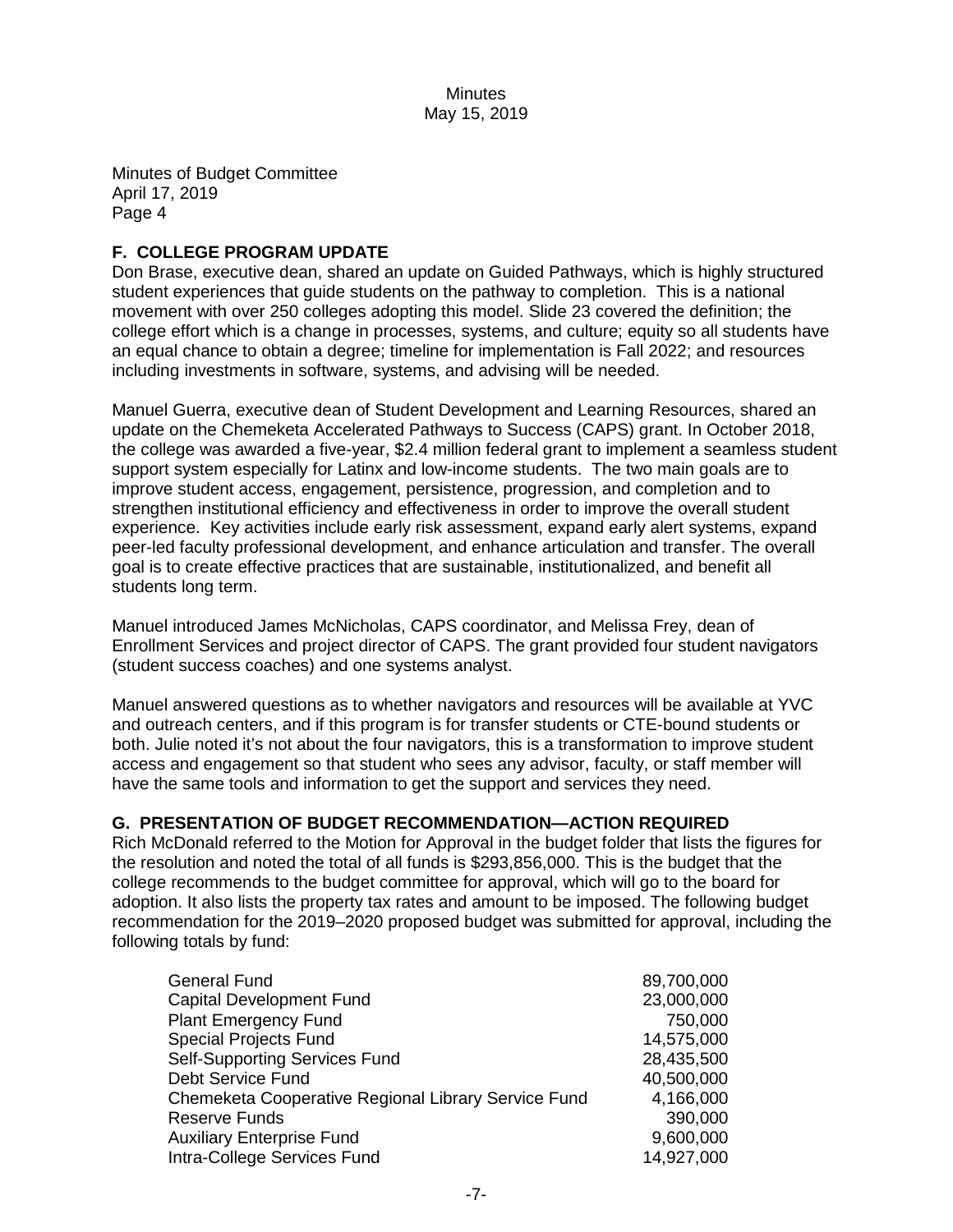Minutes of Budget Committee
April 17, 2019
Page 4

**F. COLLEGE PROGRAM UPDATE**

Don Brase, executive dean, shared an update on Guided Pathways, which is highly structured student experiences that guide students on the pathway to completion. This is a national movement with over 250 colleges adopting this model. Slide 23 covered the definition; the college effort which is a change in processes, systems, and culture; equity so all students have an equal chance to obtain a degree; timeline for implementation is Fall 2022; and resources including investments in software, systems, and advising will be needed.

Manuel Guerra, executive dean of Student Development and Learning Resources, shared an update on the Chemeketa Accelerated Pathways to Success (CAPS) grant. In October 2018, the college was awarded a five-year, $2.4 million federal grant to implement a seamless student support system especially for Latinx and low-income students. The two main goals are to improve student access, engagement, persistence, progression, and completion and to strengthen institutional efficiency and effectiveness in order to improve the overall student experience. Key activities include early risk assessment, expand early alert systems, expand peer-led faculty professional development, and enhance articulation and transfer. The overall goal is to create effective practices that are sustainable, institutionalized, and benefit all students long term.

Manuel introduced James McNicholas, CAPS coordinator, and Melissa Frey, dean of Enrollment Services and project director of CAPS. The grant provided four student navigators (student success coaches) and one systems analyst.

Manuel answered questions as to whether navigators and resources will be available at YVC and outreach centers, and if this program is for transfer students or CTE-bound students or both. Julie noted it's not about the four navigators, this is a transformation to improve student access and engagement so that student who sees any advisor, faculty, or staff member will have the same tools and information to get the support and services they need.

**G. PRESENTATION OF BUDGET RECOMMENDATION—ACTION REQUIRED**

Rich McDonald referred to the Motion for Approval in the budget folder that lists the figures for the resolution and noted the total of all funds is $293,856,000. This is the budget that the college recommends to the budget committee for approval, which will go to the board for adoption. It also lists the property tax rates and amount to be imposed. The following budget recommendation for the 2019–2020 proposed budget was submitted for approval, including the following totals by fund:

| Fund | Amount |
|---|---:|
| General Fund | 89,700,000 |
| Capital Development Fund | 23,000,000 |
| Plant Emergency Fund | 750,000 |
| Special Projects Fund | 14,575,000 |
| Self-Supporting Services Fund | 28,435,500 |
| Debt Service Fund | 40,500,000 |
| Chemeketa Cooperative Regional Library Service Fund | 4,166,000 |
| Reserve Funds | 390,000 |
| Auxiliary Enterprise Fund | 9,600,000 |
| Intra-College Services Fund | 14,927,000 |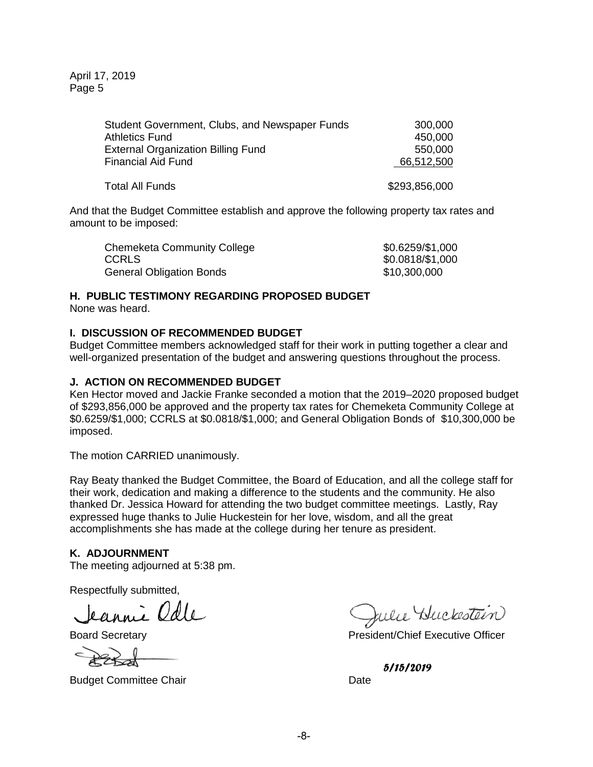| | |
|---|---|
| Student Government, Clubs, and Newspaper Funds | 300,000 |
| Athletics Fund | 450,000 |
| External Organization Billing Fund | 550,000 |
| Financial Aid Fund | 66,512,500 |
| Total All Funds | $293,856,000 |

And that the Budget Committee establish and approve the following property tax rates and amount to be imposed:

| | |
|---|---|
| Chemeketa Community College | $0.6259/$1,000 |
| CCRLS | $0.0818/$1,000 |
| General Obligation Bonds | $10,300,000 |

**H. PUBLIC TESTIMONY REGARDING PROPOSED BUDGET**

None was heard.

**I. DISCUSSION OF RECOMMENDED BUDGET**

Budget Committee members acknowledged staff for their work in putting together a clear and well-organized presentation of the budget and answering questions throughout the process.

**J. ACTION ON RECOMMENDED BUDGET**

Ken Hector moved and Jackie Franke seconded a motion that the 2019–2020 proposed budget of $293,856,000 be approved and the property tax rates for Chemeketa Community College at $0.6259/$1,000; CCRLS at $0.0818/$1,000; and General Obligation Bonds of $10,300,000 be imposed.

The motion CARRIED unanimously.

Ray Beaty thanked the Budget Committee, the Board of Education, and all the college staff for their work, dedication and making a difference to the students and the community. He also thanked Dr. Jessica Howard for attending the two budget committee meetings. Lastly, Ray expressed huge thanks to Julie Huckestein for her love, wisdom, and all the great accomplishments she has made at the college during her tenure as president.

**K. ADJOURNMENT**

The meeting adjourned at 5:38 pm.

Respectfully submitted,

Jeannie Odle
Board Secretary

Julie Huckestein
President/Chief Executive Officer

Budget Committee Chair

*5/15/2019*
Date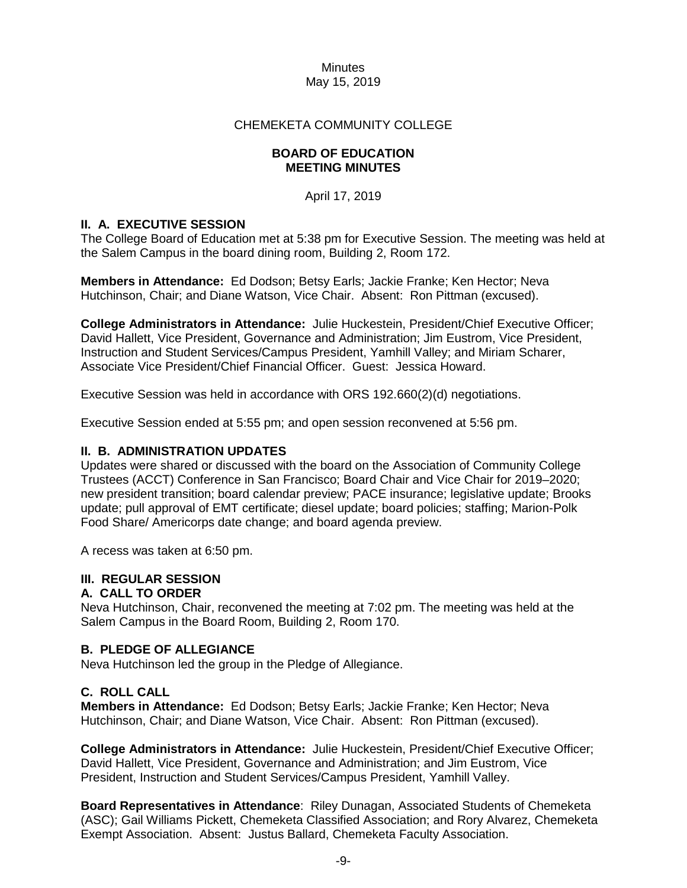Minutes
May 15, 2019

CHEMEKETA COMMUNITY COLLEGE

**BOARD OF EDUCATION**
**MEETING MINUTES**

April 17, 2019

### II. A. EXECUTIVE SESSION

The College Board of Education met at 5:38 pm for Executive Session. The meeting was held at the Salem Campus in the board dining room, Building 2, Room 172.

**Members in Attendance:** Ed Dodson; Betsy Earls; Jackie Franke; Ken Hector; Neva Hutchinson, Chair; and Diane Watson, Vice Chair. Absent: Ron Pittman (excused).

**College Administrators in Attendance:** Julie Huckestein, President/Chief Executive Officer; David Hallett, Vice President, Governance and Administration; Jim Eustrom, Vice President, Instruction and Student Services/Campus President, Yamhill Valley; and Miriam Scharer, Associate Vice President/Chief Financial Officer. Guest: Jessica Howard.

Executive Session was held in accordance with ORS 192.660(2)(d) negotiations.

Executive Session ended at 5:55 pm; and open session reconvened at 5:56 pm.

### II. B. ADMINISTRATION UPDATES

Updates were shared or discussed with the board on the Association of Community College Trustees (ACCT) Conference in San Francisco; Board Chair and Vice Chair for 2019–2020; new president transition; board calendar preview; PACE insurance; legislative update; Brooks update; pull approval of EMT certificate; diesel update; board policies; staffing; Marion-Polk Food Share/ Americorps date change; and board agenda preview.

A recess was taken at 6:50 pm.

### III. REGULAR SESSION

#### A. CALL TO ORDER

Neva Hutchinson, Chair, reconvened the meeting at 7:02 pm. The meeting was held at the Salem Campus in the Board Room, Building 2, Room 170.

#### B. PLEDGE OF ALLEGIANCE

Neva Hutchinson led the group in the Pledge of Allegiance.

#### C. ROLL CALL

**Members in Attendance:** Ed Dodson; Betsy Earls; Jackie Franke; Ken Hector; Neva Hutchinson, Chair; and Diane Watson, Vice Chair. Absent: Ron Pittman (excused).

**College Administrators in Attendance:** Julie Huckestein, President/Chief Executive Officer; David Hallett, Vice President, Governance and Administration; and Jim Eustrom, Vice President, Instruction and Student Services/Campus President, Yamhill Valley.

**Board Representatives in Attendance**: Riley Dunagan, Associated Students of Chemeketa (ASC); Gail Williams Pickett, Chemeketa Classified Association; and Rory Alvarez, Chemeketa Exempt Association. Absent: Justus Ballard, Chemeketa Faculty Association.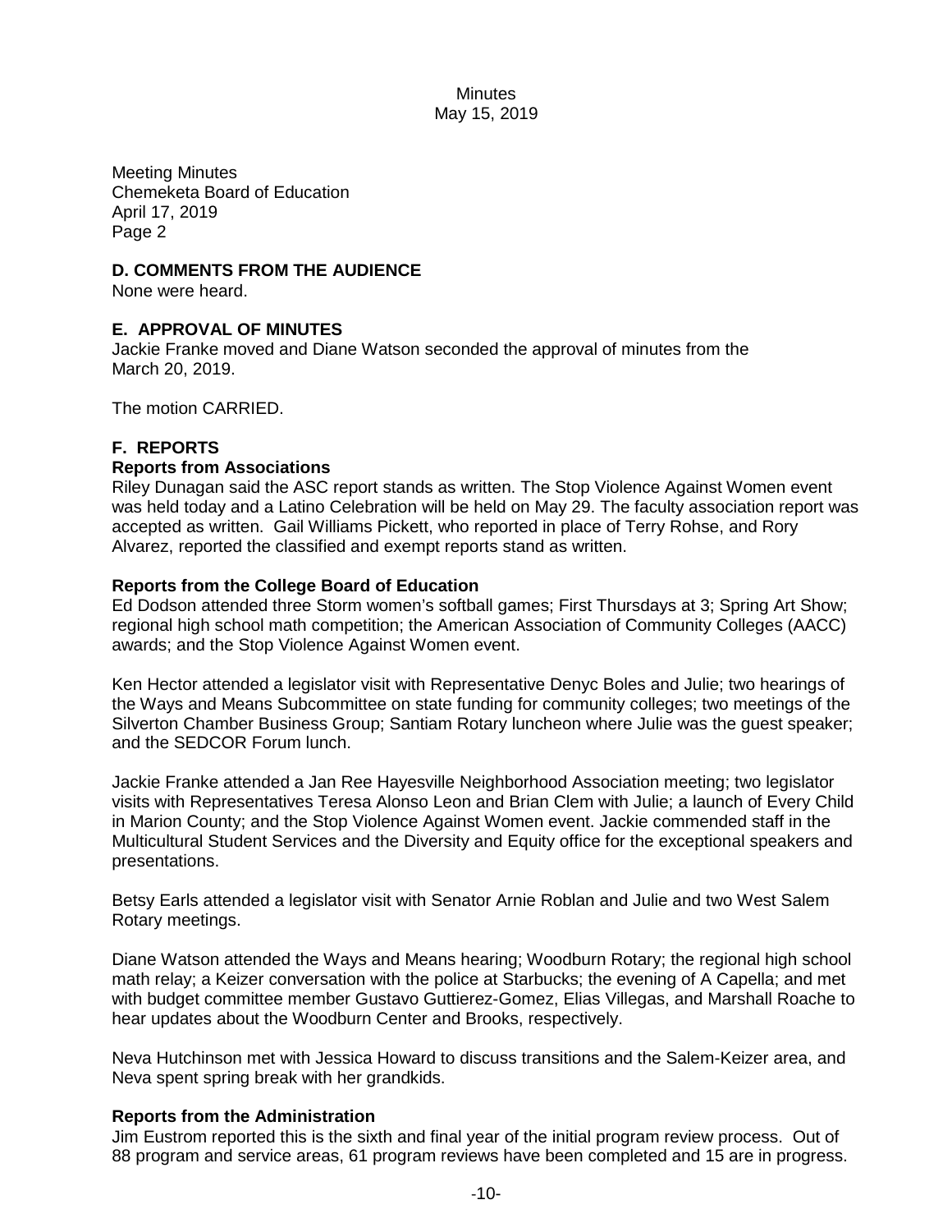Meeting Minutes
Chemeketa Board of Education
April 17, 2019
Page 2

**D. COMMENTS FROM THE AUDIENCE**

None were heard.

**E. APPROVAL OF MINUTES**

Jackie Franke moved and Diane Watson seconded the approval of minutes from the March 20, 2019.

The motion CARRIED.

**F. REPORTS**

**Reports from Associations**

Riley Dunagan said the ASC report stands as written. The Stop Violence Against Women event was held today and a Latino Celebration will be held on May 29. The faculty association report was accepted as written. Gail Williams Pickett, who reported in place of Terry Rohse, and Rory Alvarez, reported the classified and exempt reports stand as written.

**Reports from the College Board of Education**

Ed Dodson attended three Storm women's softball games; First Thursdays at 3; Spring Art Show; regional high school math competition; the American Association of Community Colleges (AACC) awards; and the Stop Violence Against Women event.

Ken Hector attended a legislator visit with Representative Denyc Boles and Julie; two hearings of the Ways and Means Subcommittee on state funding for community colleges; two meetings of the Silverton Chamber Business Group; Santiam Rotary luncheon where Julie was the guest speaker; and the SEDCOR Forum lunch.

Jackie Franke attended a Jan Ree Hayesville Neighborhood Association meeting; two legislator visits with Representatives Teresa Alonso Leon and Brian Clem with Julie; a launch of Every Child in Marion County; and the Stop Violence Against Women event. Jackie commended staff in the Multicultural Student Services and the Diversity and Equity office for the exceptional speakers and presentations.

Betsy Earls attended a legislator visit with Senator Arnie Roblan and Julie and two West Salem Rotary meetings.

Diane Watson attended the Ways and Means hearing; Woodburn Rotary; the regional high school math relay; a Keizer conversation with the police at Starbucks; the evening of A Capella; and met with budget committee member Gustavo Guttierez-Gomez, Elias Villegas, and Marshall Roache to hear updates about the Woodburn Center and Brooks, respectively.

Neva Hutchinson met with Jessica Howard to discuss transitions and the Salem-Keizer area, and Neva spent spring break with her grandkids.

**Reports from the Administration**

Jim Eustrom reported this is the sixth and final year of the initial program review process. Out of 88 program and service areas, 61 program reviews have been completed and 15 are in progress.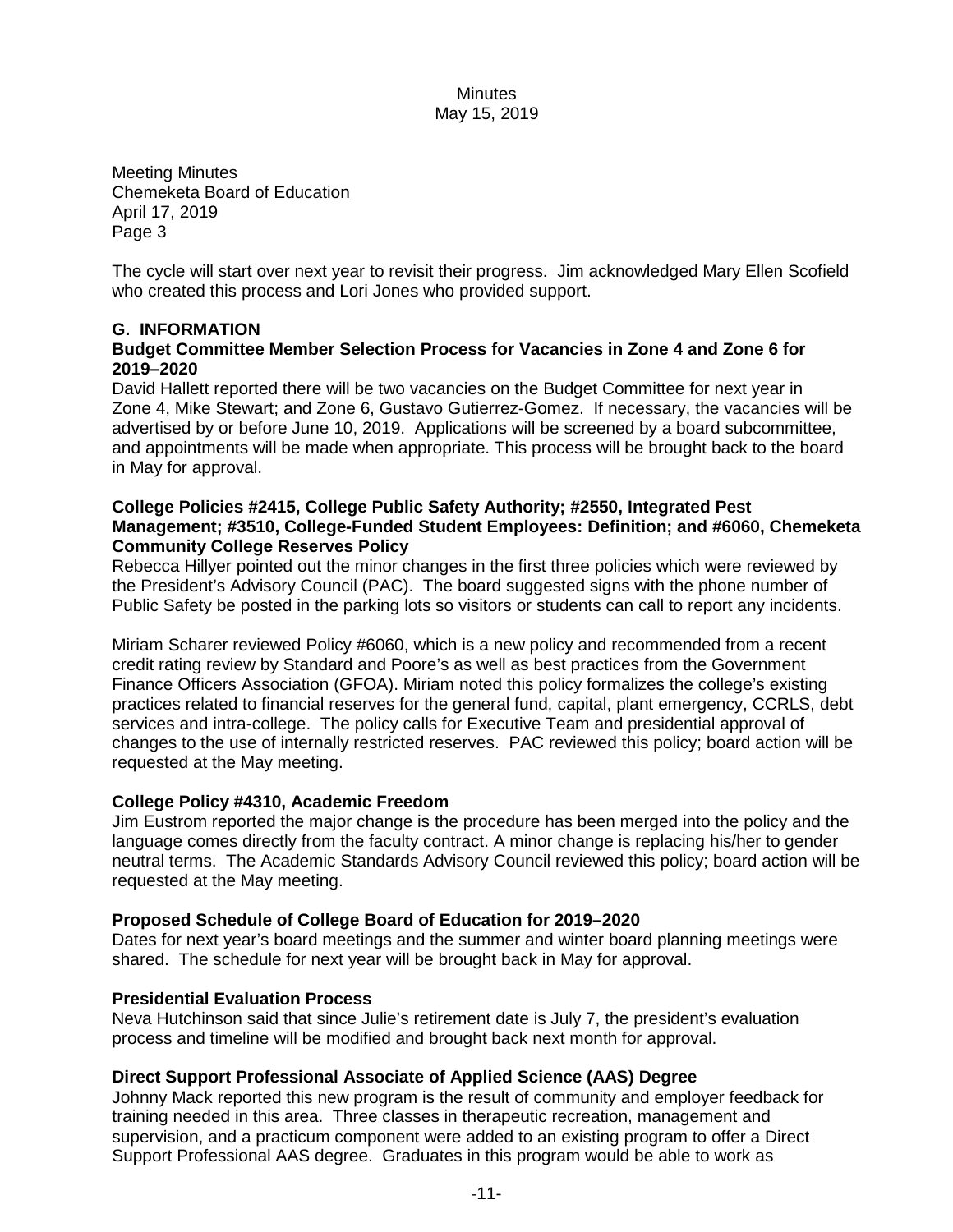Meeting Minutes
Chemeketa Board of Education
April 17, 2019
Page 3

The cycle will start over next year to revisit their progress. Jim acknowledged Mary Ellen Scofield who created this process and Lori Jones who provided support.

## G. INFORMATION

### Budget Committee Member Selection Process for Vacancies in Zone 4 and Zone 6 for 2019–2020

David Hallett reported there will be two vacancies on the Budget Committee for next year in Zone 4, Mike Stewart; and Zone 6, Gustavo Gutierrez-Gomez. If necessary, the vacancies will be advertised by or before June 10, 2019. Applications will be screened by a board subcommittee, and appointments will be made when appropriate. This process will be brought back to the board in May for approval.

### College Policies #2415, College Public Safety Authority; #2550, Integrated Pest Management; #3510, College-Funded Student Employees: Definition; and #6060, Chemeketa Community College Reserves Policy

Rebecca Hillyer pointed out the minor changes in the first three policies which were reviewed by the President's Advisory Council (PAC). The board suggested signs with the phone number of Public Safety be posted in the parking lots so visitors or students can call to report any incidents.

Miriam Scharer reviewed Policy #6060, which is a new policy and recommended from a recent credit rating review by Standard and Poore's as well as best practices from the Government Finance Officers Association (GFOA). Miriam noted this policy formalizes the college's existing practices related to financial reserves for the general fund, capital, plant emergency, CCRLS, debt services and intra-college. The policy calls for Executive Team and presidential approval of changes to the use of internally restricted reserves. PAC reviewed this policy; board action will be requested at the May meeting.

### College Policy #4310, Academic Freedom

Jim Eustrom reported the major change is the procedure has been merged into the policy and the language comes directly from the faculty contract. A minor change is replacing his/her to gender neutral terms. The Academic Standards Advisory Council reviewed this policy; board action will be requested at the May meeting.

### Proposed Schedule of College Board of Education for 2019–2020

Dates for next year's board meetings and the summer and winter board planning meetings were shared. The schedule for next year will be brought back in May for approval.

### Presidential Evaluation Process

Neva Hutchinson said that since Julie's retirement date is July 7, the president's evaluation process and timeline will be modified and brought back next month for approval.

### Direct Support Professional Associate of Applied Science (AAS) Degree

Johnny Mack reported this new program is the result of community and employer feedback for training needed in this area. Three classes in therapeutic recreation, management and supervision, and a practicum component were added to an existing program to offer a Direct Support Professional AAS degree. Graduates in this program would be able to work as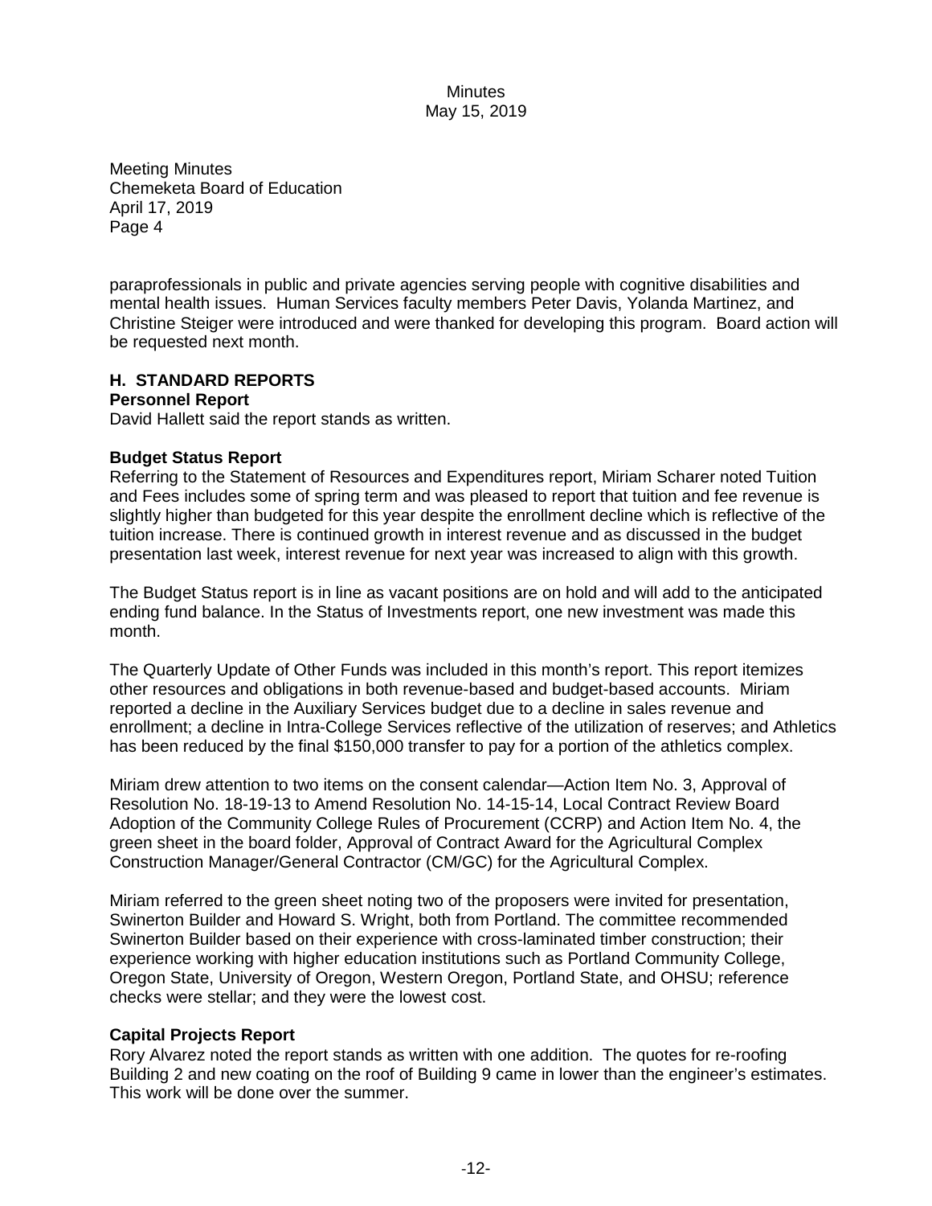paraprofessionals in public and private agencies serving people with cognitive disabilities and mental health issues. Human Services faculty members Peter Davis, Yolanda Martinez, and Christine Steiger were introduced and were thanked for developing this program. Board action will be requested next month.

## H. STANDARD REPORTS

### Personnel Report

David Hallett said the report stands as written.

### Budget Status Report

Referring to the Statement of Resources and Expenditures report, Miriam Scharer noted Tuition and Fees includes some of spring term and was pleased to report that tuition and fee revenue is slightly higher than budgeted for this year despite the enrollment decline which is reflective of the tuition increase. There is continued growth in interest revenue and as discussed in the budget presentation last week, interest revenue for next year was increased to align with this growth.

The Budget Status report is in line as vacant positions are on hold and will add to the anticipated ending fund balance. In the Status of Investments report, one new investment was made this month.

The Quarterly Update of Other Funds was included in this month's report. This report itemizes other resources and obligations in both revenue-based and budget-based accounts. Miriam reported a decline in the Auxiliary Services budget due to a decline in sales revenue and enrollment; a decline in Intra-College Services reflective of the utilization of reserves; and Athletics has been reduced by the final $150,000 transfer to pay for a portion of the athletics complex.

Miriam drew attention to two items on the consent calendar—Action Item No. 3, Approval of Resolution No. 18-19-13 to Amend Resolution No. 14-15-14, Local Contract Review Board Adoption of the Community College Rules of Procurement (CCRP) and Action Item No. 4, the green sheet in the board folder, Approval of Contract Award for the Agricultural Complex Construction Manager/General Contractor (CM/GC) for the Agricultural Complex.

Miriam referred to the green sheet noting two of the proposers were invited for presentation, Swinerton Builder and Howard S. Wright, both from Portland. The committee recommended Swinerton Builder based on their experience with cross-laminated timber construction; their experience working with higher education institutions such as Portland Community College, Oregon State, University of Oregon, Western Oregon, Portland State, and OHSU; reference checks were stellar; and they were the lowest cost.

### Capital Projects Report

Rory Alvarez noted the report stands as written with one addition. The quotes for re-roofing Building 2 and new coating on the roof of Building 9 came in lower than the engineer's estimates. This work will be done over the summer.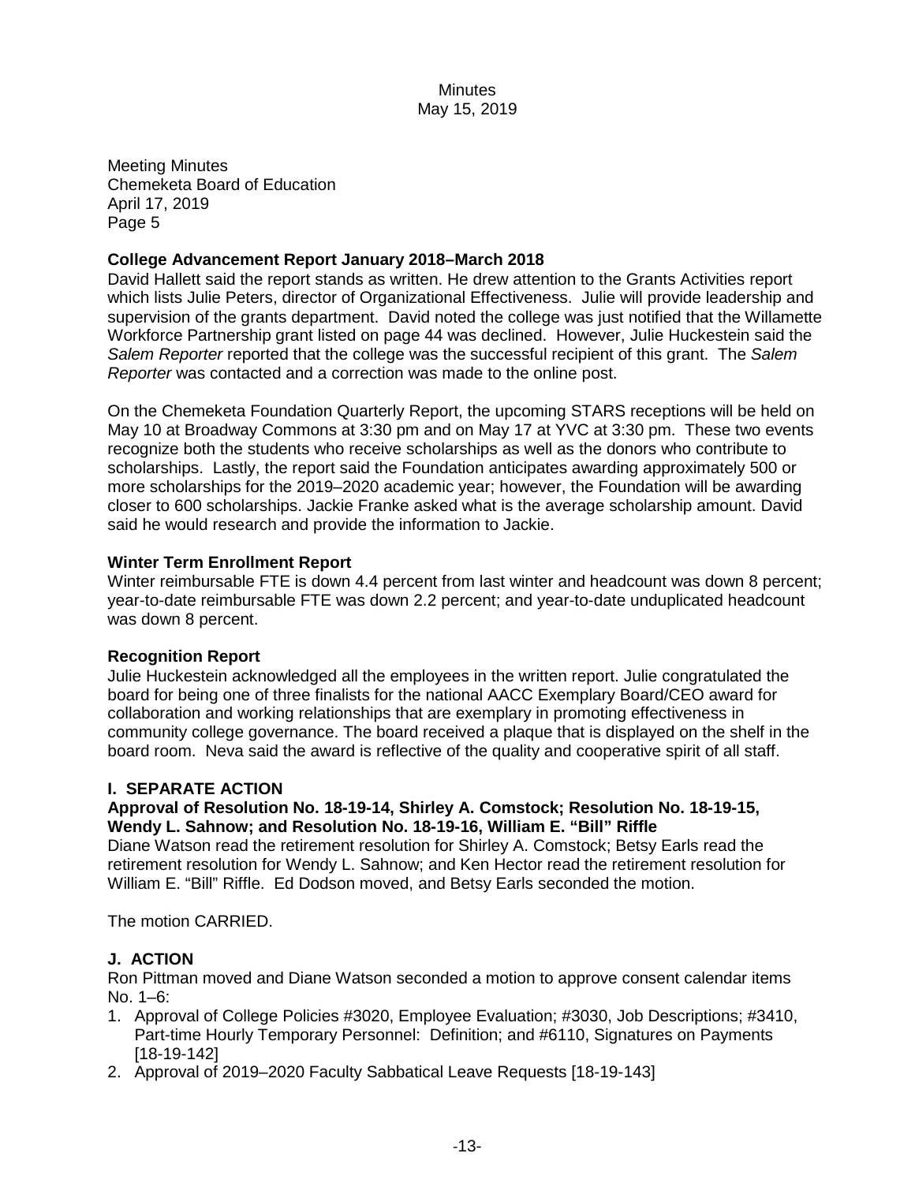Meeting Minutes
Chemeketa Board of Education
April 17, 2019
Page 5

**College Advancement Report January 2018–March 2018**

David Hallett said the report stands as written. He drew attention to the Grants Activities report which lists Julie Peters, director of Organizational Effectiveness. Julie will provide leadership and supervision of the grants department. David noted the college was just notified that the Willamette Workforce Partnership grant listed on page 44 was declined. However, Julie Huckestein said the *Salem Reporter* reported that the college was the successful recipient of this grant. The *Salem Reporter* was contacted and a correction was made to the online post.

On the Chemeketa Foundation Quarterly Report, the upcoming STARS receptions will be held on May 10 at Broadway Commons at 3:30 pm and on May 17 at YVC at 3:30 pm. These two events recognize both the students who receive scholarships as well as the donors who contribute to scholarships. Lastly, the report said the Foundation anticipates awarding approximately 500 or more scholarships for the 2019–2020 academic year; however, the Foundation will be awarding closer to 600 scholarships. Jackie Franke asked what is the average scholarship amount. David said he would research and provide the information to Jackie.

**Winter Term Enrollment Report**

Winter reimbursable FTE is down 4.4 percent from last winter and headcount was down 8 percent; year-to-date reimbursable FTE was down 2.2 percent; and year-to-date unduplicated headcount was down 8 percent.

**Recognition Report**

Julie Huckestein acknowledged all the employees in the written report. Julie congratulated the board for being one of three finalists for the national AACC Exemplary Board/CEO award for collaboration and working relationships that are exemplary in promoting effectiveness in community college governance. The board received a plaque that is displayed on the shelf in the board room. Neva said the award is reflective of the quality and cooperative spirit of all staff.

## I. SEPARATE ACTION

**Approval of Resolution No. 18-19-14, Shirley A. Comstock; Resolution No. 18-19-15, Wendy L. Sahnow; and Resolution No. 18-19-16, William E. "Bill" Riffle**

Diane Watson read the retirement resolution for Shirley A. Comstock; Betsy Earls read the retirement resolution for Wendy L. Sahnow; and Ken Hector read the retirement resolution for William E. "Bill" Riffle. Ed Dodson moved, and Betsy Earls seconded the motion.

The motion CARRIED.

## J. ACTION

Ron Pittman moved and Diane Watson seconded a motion to approve consent calendar items No. 1–6:

1. Approval of College Policies #3020, Employee Evaluation; #3030, Job Descriptions; #3410, Part-time Hourly Temporary Personnel: Definition; and #6110, Signatures on Payments [18-19-142]
2. Approval of 2019–2020 Faculty Sabbatical Leave Requests [18-19-143]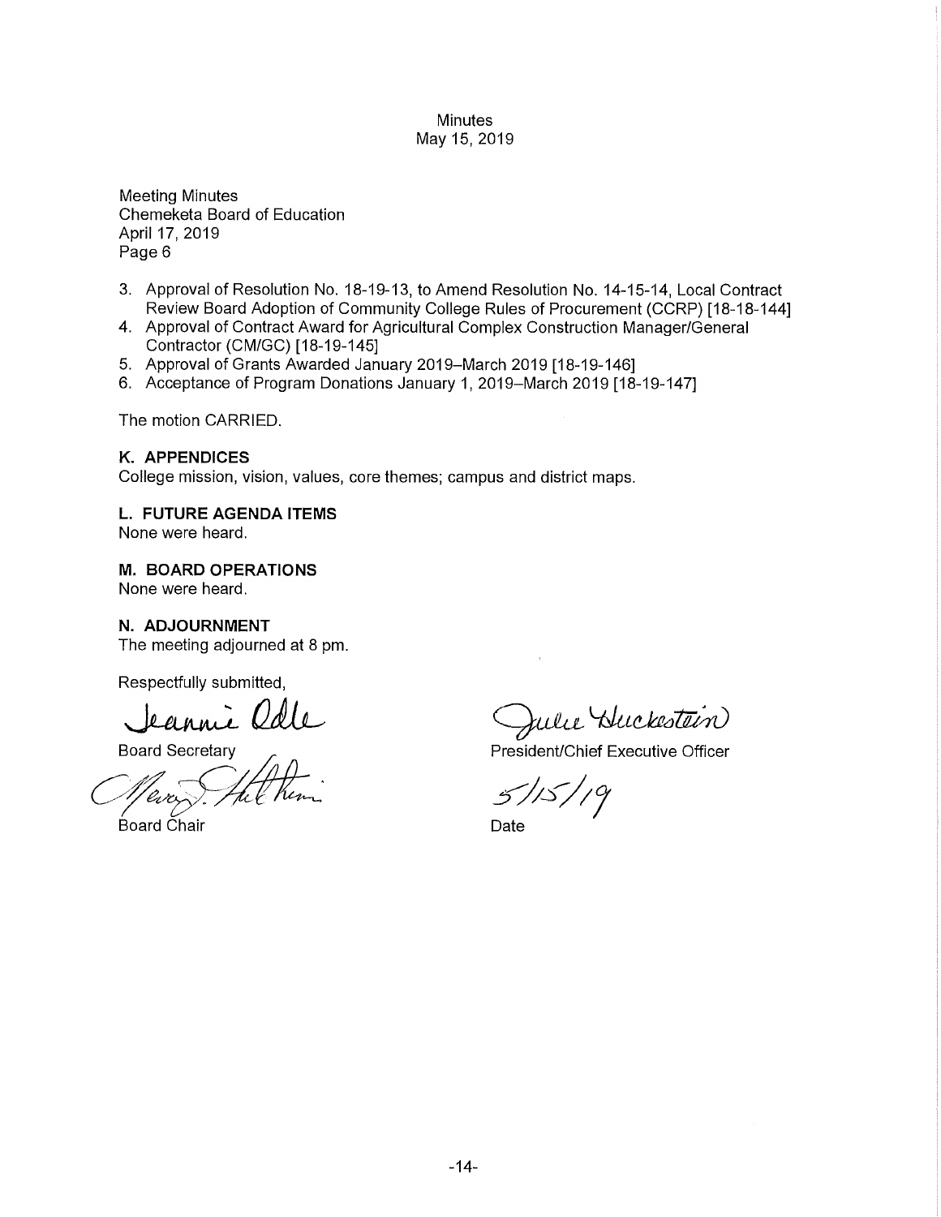Minutes
May 15, 2019

Meeting Minutes
Chemeketa Board of Education
April 17, 2019
Page 6

3. Approval of Resolution No. 18-19-13, to Amend Resolution No. 14-15-14, Local Contract Review Board Adoption of Community College Rules of Procurement (CCRP) [18-18-144]
4. Approval of Contract Award for Agricultural Complex Construction Manager/General Contractor (CM/GC) [18-19-145]
5. Approval of Grants Awarded January 2019–March 2019 [18-19-146]
6. Acceptance of Program Donations January 1, 2019–March 2019 [18-19-147]

The motion CARRIED.

**K. APPENDICES**
College mission, vision, values, core themes; campus and district maps.

**L. FUTURE AGENDA ITEMS**
None were heard.

**M. BOARD OPERATIONS**
None were heard.

**N. ADJOURNMENT**
The meeting adjourned at 8 pm.

Respectfully submitted,

Jeannie Odle
Board Secretary

Board Chair

Julie Huckestein
President/Chief Executive Officer

5/15/19
Date